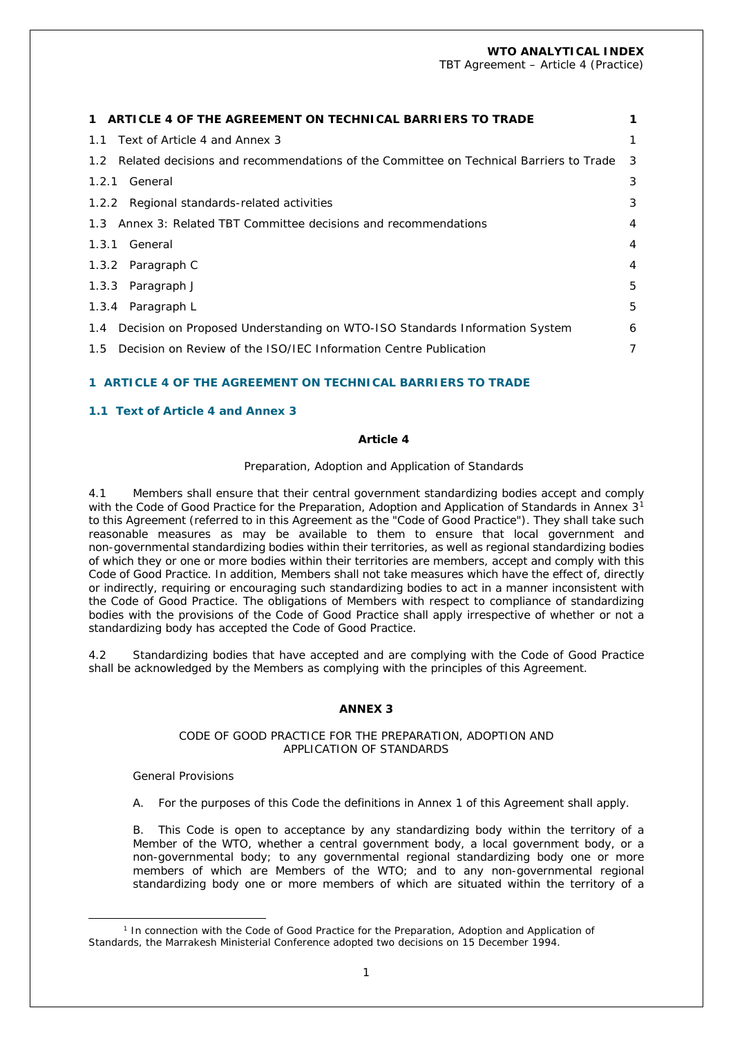| 1 ARTICLE 4 OF THE AGREEMENT ON TECHNICAL BARRIERS TO TRADE | 1 |
|---|---|
| 1.1 Text of Article 4 and Annex 3 | 1 |
| 1.2 Related decisions and recommendations of the Committee on Technical Barriers to Trade | 3 |
| 1.2.1 General | 3 |
| 1.2.2 Regional standards-related activities | 3 |
| 1.3 Annex 3: Related TBT Committee decisions and recommendations | 4 |
| 1.3.1 General | 4 |
| 1.3.2 Paragraph C | 4 |
| 1.3.3 Paragraph J | 5 |
| 1.3.4 Paragraph L | 5 |
| 1.4 Decision on Proposed Understanding on WTO-ISO Standards Information System | 6 |
| 1.5 Decision on Review of the ISO/IEC Information Centre Publication | 7 |

# 1 ARTICLE 4 OF THE AGREEMENT ON TECHNICAL BARRIERS TO TRADE

## 1.1 Text of Article 4 and Annex 3

**Article 4**

Preparation, Adoption and Application of Standards

4.1 Members shall ensure that their central government standardizing bodies accept and comply with the Code of Good Practice for the Preparation, Adoption and Application of Standards in Annex 3[1] to this Agreement (referred to in this Agreement as the "Code of Good Practice"). They shall take such reasonable measures as may be available to them to ensure that local government and non-governmental standardizing bodies within their territories, as well as regional standardizing bodies of which they or one or more bodies within their territories are members, accept and comply with this Code of Good Practice. In addition, Members shall not take measures which have the effect of, directly or indirectly, requiring or encouraging such standardizing bodies to act in a manner inconsistent with the Code of Good Practice. The obligations of Members with respect to compliance of standardizing bodies with the provisions of the Code of Good Practice shall apply irrespective of whether or not a standardizing body has accepted the Code of Good Practice.

4.2 Standardizing bodies that have accepted and are complying with the Code of Good Practice shall be acknowledged by the Members as complying with the principles of this Agreement.

**ANNEX 3**

CODE OF GOOD PRACTICE FOR THE PREPARATION, ADOPTION AND APPLICATION OF STANDARDS

General Provisions

A. For the purposes of this Code the definitions in Annex 1 of this Agreement shall apply.

B. This Code is open to acceptance by any standardizing body within the territory of a Member of the WTO, whether a central government body, a local government body, or a non-governmental body; to any governmental regional standardizing body one or more members of which are Members of the WTO; and to any non-governmental regional standardizing body one or more members of which are situated within the territory of a

[1] In connection with the Code of Good Practice for the Preparation, Adoption and Application of Standards, the Marrakesh Ministerial Conference adopted two decisions on 15 December 1994.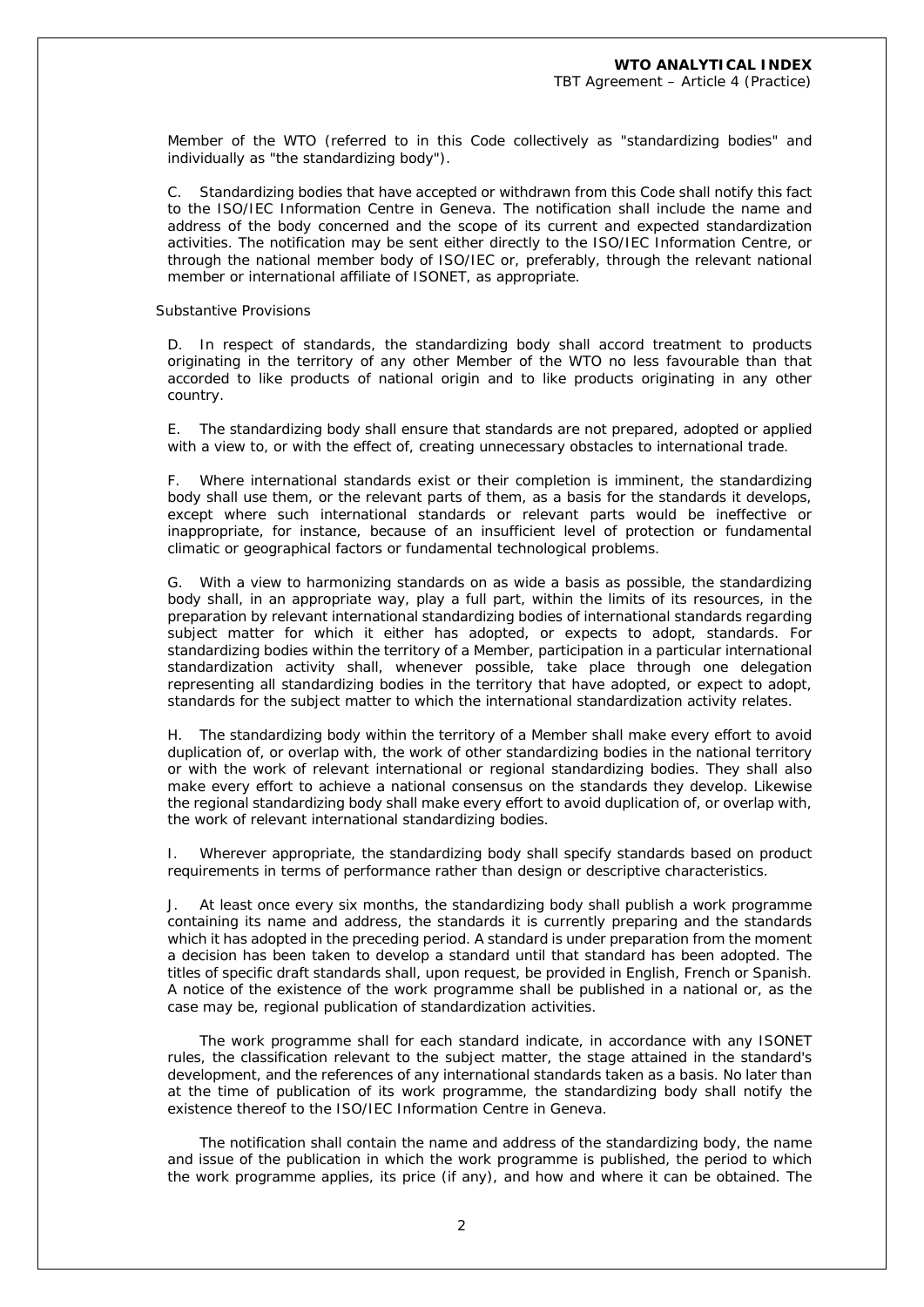Member of the WTO (referred to in this Code collectively as "standardizing bodies" and individually as "the standardizing body").

C. Standardizing bodies that have accepted or withdrawn from this Code shall notify this fact to the ISO/IEC Information Centre in Geneva. The notification shall include the name and address of the body concerned and the scope of its current and expected standardization activities. The notification may be sent either directly to the ISO/IEC Information Centre, or through the national member body of ISO/IEC or, preferably, through the relevant national member or international affiliate of ISONET, as appropriate.

Substantive Provisions

D. In respect of standards, the standardizing body shall accord treatment to products originating in the territory of any other Member of the WTO no less favourable than that accorded to like products of national origin and to like products originating in any other country.

E. The standardizing body shall ensure that standards are not prepared, adopted or applied with a view to, or with the effect of, creating unnecessary obstacles to international trade.

F. Where international standards exist or their completion is imminent, the standardizing body shall use them, or the relevant parts of them, as a basis for the standards it develops, except where such international standards or relevant parts would be ineffective or inappropriate, for instance, because of an insufficient level of protection or fundamental climatic or geographical factors or fundamental technological problems.

G. With a view to harmonizing standards on as wide a basis as possible, the standardizing body shall, in an appropriate way, play a full part, within the limits of its resources, in the preparation by relevant international standardizing bodies of international standards regarding subject matter for which it either has adopted, or expects to adopt, standards. For standardizing bodies within the territory of a Member, participation in a particular international standardization activity shall, whenever possible, take place through one delegation representing all standardizing bodies in the territory that have adopted, or expect to adopt, standards for the subject matter to which the international standardization activity relates.

H. The standardizing body within the territory of a Member shall make every effort to avoid duplication of, or overlap with, the work of other standardizing bodies in the national territory or with the work of relevant international or regional standardizing bodies. They shall also make every effort to achieve a national consensus on the standards they develop. Likewise the regional standardizing body shall make every effort to avoid duplication of, or overlap with, the work of relevant international standardizing bodies.

I. Wherever appropriate, the standardizing body shall specify standards based on product requirements in terms of performance rather than design or descriptive characteristics.

J. At least once every six months, the standardizing body shall publish a work programme containing its name and address, the standards it is currently preparing and the standards which it has adopted in the preceding period. A standard is under preparation from the moment a decision has been taken to develop a standard until that standard has been adopted. The titles of specific draft standards shall, upon request, be provided in English, French or Spanish. A notice of the existence of the work programme shall be published in a national or, as the case may be, regional publication of standardization activities.

The work programme shall for each standard indicate, in accordance with any ISONET rules, the classification relevant to the subject matter, the stage attained in the standard's development, and the references of any international standards taken as a basis. No later than at the time of publication of its work programme, the standardizing body shall notify the existence thereof to the ISO/IEC Information Centre in Geneva.

The notification shall contain the name and address of the standardizing body, the name and issue of the publication in which the work programme is published, the period to which the work programme applies, its price (if any), and how and where it can be obtained. The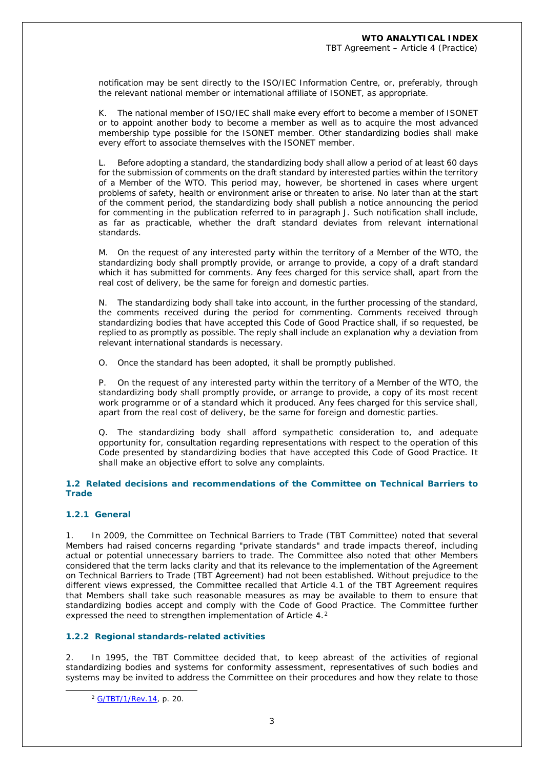notification may be sent directly to the ISO/IEC Information Centre, or, preferably, through the relevant national member or international affiliate of ISONET, as appropriate.

K. The national member of ISO/IEC shall make every effort to become a member of ISONET or to appoint another body to become a member as well as to acquire the most advanced membership type possible for the ISONET member. Other standardizing bodies shall make every effort to associate themselves with the ISONET member.

L. Before adopting a standard, the standardizing body shall allow a period of at least 60 days for the submission of comments on the draft standard by interested parties within the territory of a Member of the WTO. This period may, however, be shortened in cases where urgent problems of safety, health or environment arise or threaten to arise. No later than at the start of the comment period, the standardizing body shall publish a notice announcing the period for commenting in the publication referred to in paragraph J. Such notification shall include, as far as practicable, whether the draft standard deviates from relevant international standards.

M. On the request of any interested party within the territory of a Member of the WTO, the standardizing body shall promptly provide, or arrange to provide, a copy of a draft standard which it has submitted for comments. Any fees charged for this service shall, apart from the real cost of delivery, be the same for foreign and domestic parties.

N. The standardizing body shall take into account, in the further processing of the standard, the comments received during the period for commenting. Comments received through standardizing bodies that have accepted this Code of Good Practice shall, if so requested, be replied to as promptly as possible. The reply shall include an explanation why a deviation from relevant international standards is necessary.

O. Once the standard has been adopted, it shall be promptly published.

P. On the request of any interested party within the territory of a Member of the WTO, the standardizing body shall promptly provide, or arrange to provide, a copy of its most recent work programme or of a standard which it produced. Any fees charged for this service shall, apart from the real cost of delivery, be the same for foreign and domestic parties.

Q. The standardizing body shall afford sympathetic consideration to, and adequate opportunity for, consultation regarding representations with respect to the operation of this Code presented by standardizing bodies that have accepted this Code of Good Practice. It shall make an objective effort to solve any complaints.

## 1.2 Related decisions and recommendations of the Committee on Technical Barriers to Trade

### 1.2.1 General

1. In 2009, the Committee on Technical Barriers to Trade (TBT Committee) noted that several Members had raised concerns regarding "private standards" and trade impacts thereof, including actual or potential unnecessary barriers to trade. The Committee also noted that other Members considered that the term lacks clarity and that its relevance to the implementation of the Agreement on Technical Barriers to Trade (TBT Agreement) had not been established. Without prejudice to the different views expressed, the Committee recalled that Article 4.1 of the TBT Agreement requires that Members shall take such reasonable measures as may be available to them to ensure that standardizing bodies accept and comply with the Code of Good Practice. The Committee further expressed the need to strengthen implementation of Article 4.[2]

### 1.2.2 Regional standards-related activities

2. In 1995, the TBT Committee decided that, to keep abreast of the activities of regional standardizing bodies and systems for conformity assessment, representatives of such bodies and systems may be invited to address the Committee on their procedures and how they relate to those

[2] G/TBT/1/Rev.14, p. 20.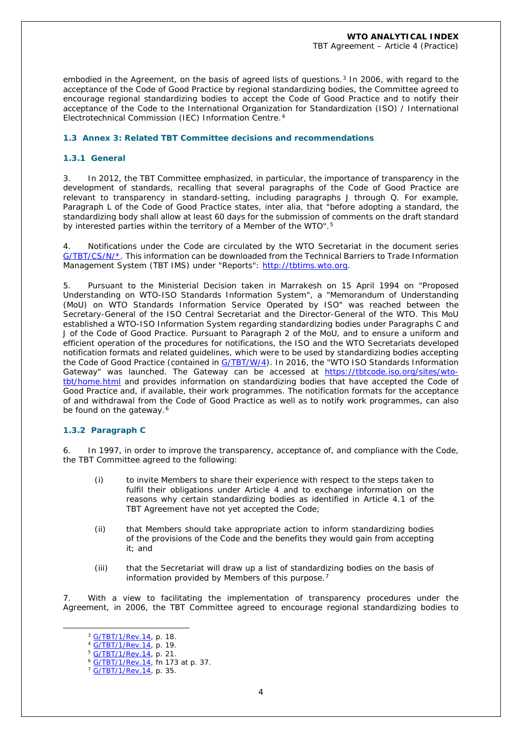embodied in the Agreement, on the basis of agreed lists of questions.[3] In 2006, with regard to the acceptance of the Code of Good Practice by regional standardizing bodies, the Committee agreed to encourage regional standardizing bodies to accept the Code of Good Practice and to notify their acceptance of the Code to the International Organization for Standardization (ISO) / International Electrotechnical Commission (IEC) Information Centre.[4]

### 1.3 Annex 3: Related TBT Committee decisions and recommendations

#### 1.3.1 General

3. In 2012, the TBT Committee emphasized, in particular, the importance of transparency in the development of standards, recalling that several paragraphs of the Code of Good Practice are relevant to transparency in standard-setting, including paragraphs J through Q. For example, Paragraph L of the Code of Good Practice states, inter alia, that "before adopting a standard, the standardizing body shall allow at least 60 days for the submission of comments on the draft standard by interested parties within the territory of a Member of the WTO".[5]

4. Notifications under the Code are circulated by the WTO Secretariat in the document series G/TBT/CS/N/*. This information can be downloaded from the Technical Barriers to Trade Information Management System (TBT IMS) under "Reports": http://tbtims.wto.org.

5. Pursuant to the Ministerial Decision taken in Marrakesh on 15 April 1994 on "Proposed Understanding on WTO-ISO Standards Information System", a "Memorandum of Understanding (MoU) on WTO Standards Information Service Operated by ISO" was reached between the Secretary-General of the ISO Central Secretariat and the Director-General of the WTO. This MoU established a WTO-ISO Information System regarding standardizing bodies under Paragraphs C and J of the Code of Good Practice. Pursuant to Paragraph 2 of the MoU, and to ensure a uniform and efficient operation of the procedures for notifications, the ISO and the WTO Secretariats developed notification formats and related guidelines, which were to be used by standardizing bodies accepting the Code of Good Practice (contained in G/TBT/W/4). In 2016, the "WTO ISO Standards Information Gateway" was launched. The Gateway can be accessed at https://tbtcode.iso.org/sites/wto-tbt/home.html and provides information on standardizing bodies that have accepted the Code of Good Practice and, if available, their work programmes. The notification formats for the acceptance of and withdrawal from the Code of Good Practice as well as to notify work programmes, can also be found on the gateway.[6]

#### 1.3.2 Paragraph C

6. In 1997, in order to improve the transparency, acceptance of, and compliance with the Code, the TBT Committee agreed to the following:

(i) to invite Members to share their experience with respect to the steps taken to fulfil their obligations under Article 4 and to exchange information on the reasons why certain standardizing bodies as identified in Article 4.1 of the TBT Agreement have not yet accepted the Code;

(ii) that Members should take appropriate action to inform standardizing bodies of the provisions of the Code and the benefits they would gain from accepting it; and

(iii) that the Secretariat will draw up a list of standardizing bodies on the basis of information provided by Members of this purpose.[7]

7. With a view to facilitating the implementation of transparency procedures under the Agreement, in 2006, the TBT Committee agreed to encourage regional standardizing bodies to

---

[3] G/TBT/1/Rev.14, p. 18.
[4] G/TBT/1/Rev.14, p. 19.
[5] G/TBT/1/Rev.14, p. 21.
[6] G/TBT/1/Rev.14, fn 173 at p. 37.
[7] G/TBT/1/Rev.14, p. 35.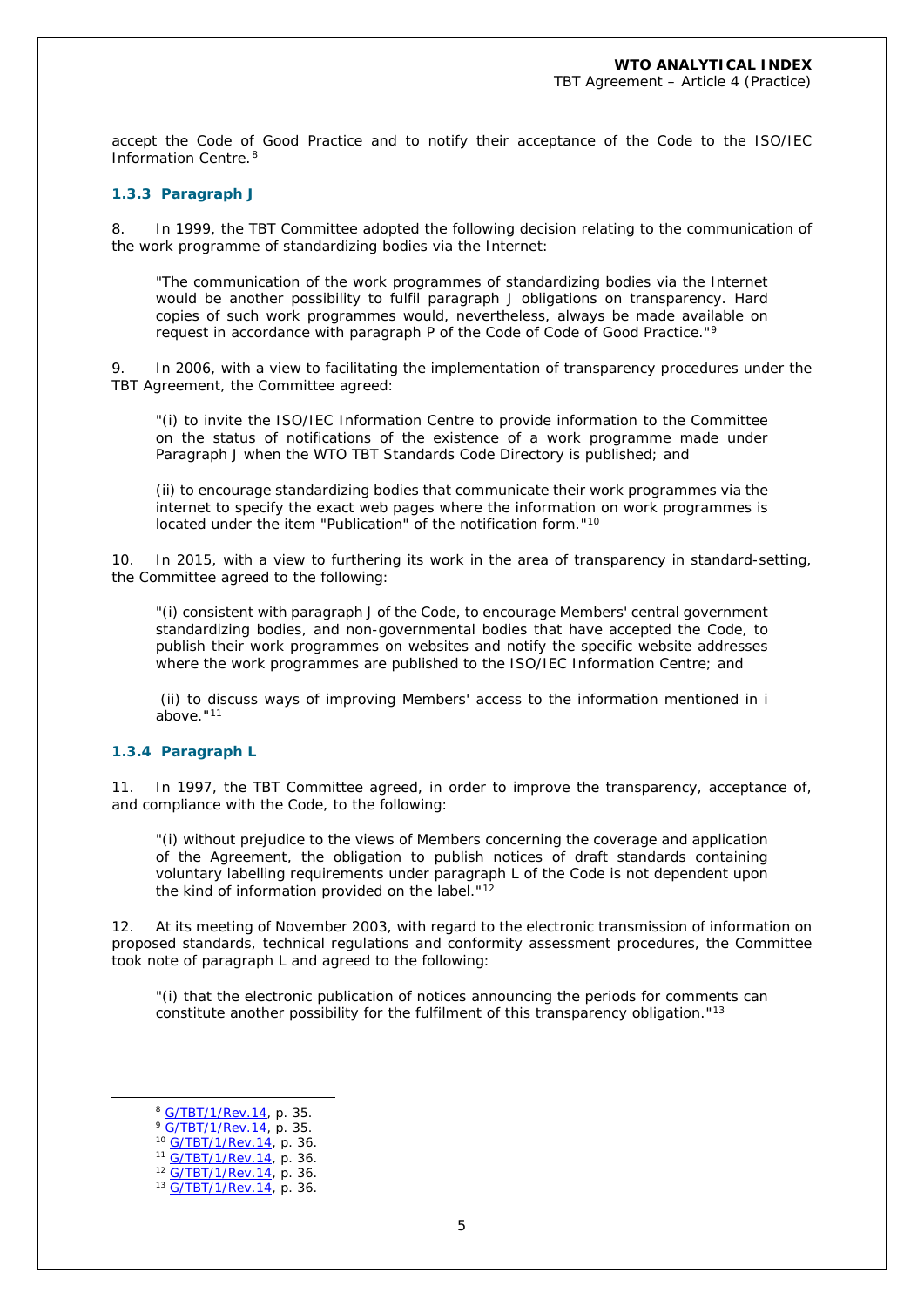accept the Code of Good Practice and to notify their acceptance of the Code to the ISO/IEC Information Centre.[8]

### 1.3.3 Paragraph J

8. In 1999, the TBT Committee adopted the following decision relating to the communication of the work programme of standardizing bodies via the Internet:

> "The communication of the work programmes of standardizing bodies via the Internet would be another possibility to fulfil paragraph J obligations on transparency. Hard copies of such work programmes would, nevertheless, always be made available on request in accordance with paragraph P of the Code of Code of Good Practice."[9]

9. In 2006, with a view to facilitating the implementation of transparency procedures under the TBT Agreement, the Committee agreed:

> "(i) to invite the ISO/IEC Information Centre to provide information to the Committee on the status of notifications of the existence of a work programme made under Paragraph J when the WTO TBT Standards Code Directory is published; and
>
> (ii) to encourage standardizing bodies that communicate their work programmes via the internet to specify the exact web pages where the information on work programmes is located under the item "Publication" of the notification form."[10]

10. In 2015, with a view to furthering its work in the area of transparency in standard-setting, the Committee agreed to the following:

> "(i) consistent with paragraph J of the Code, to encourage Members' central government standardizing bodies, and non-governmental bodies that have accepted the Code, to publish their work programmes on websites and notify the specific website addresses where the work programmes are published to the ISO/IEC Information Centre; and
>
> (ii) to discuss ways of improving Members' access to the information mentioned in i above."[11]

### 1.3.4 Paragraph L

11. In 1997, the TBT Committee agreed, in order to improve the transparency, acceptance of, and compliance with the Code, to the following:

> "(i) without prejudice to the views of Members concerning the coverage and application of the Agreement, the obligation to publish notices of draft standards containing voluntary labelling requirements under paragraph L of the Code is not dependent upon the kind of information provided on the label."[12]

12. At its meeting of November 2003, with regard to the electronic transmission of information on proposed standards, technical regulations and conformity assessment procedures, the Committee took note of paragraph L and agreed to the following:

> "(i) that the electronic publication of notices announcing the periods for comments can constitute another possibility for the fulfilment of this transparency obligation."[13]

---

[8] G/TBT/1/Rev.14, p. 35.
[9] G/TBT/1/Rev.14, p. 35.
[10] G/TBT/1/Rev.14, p. 36.
[11] G/TBT/1/Rev.14, p. 36.
[12] G/TBT/1/Rev.14, p. 36.
[13] G/TBT/1/Rev.14, p. 36.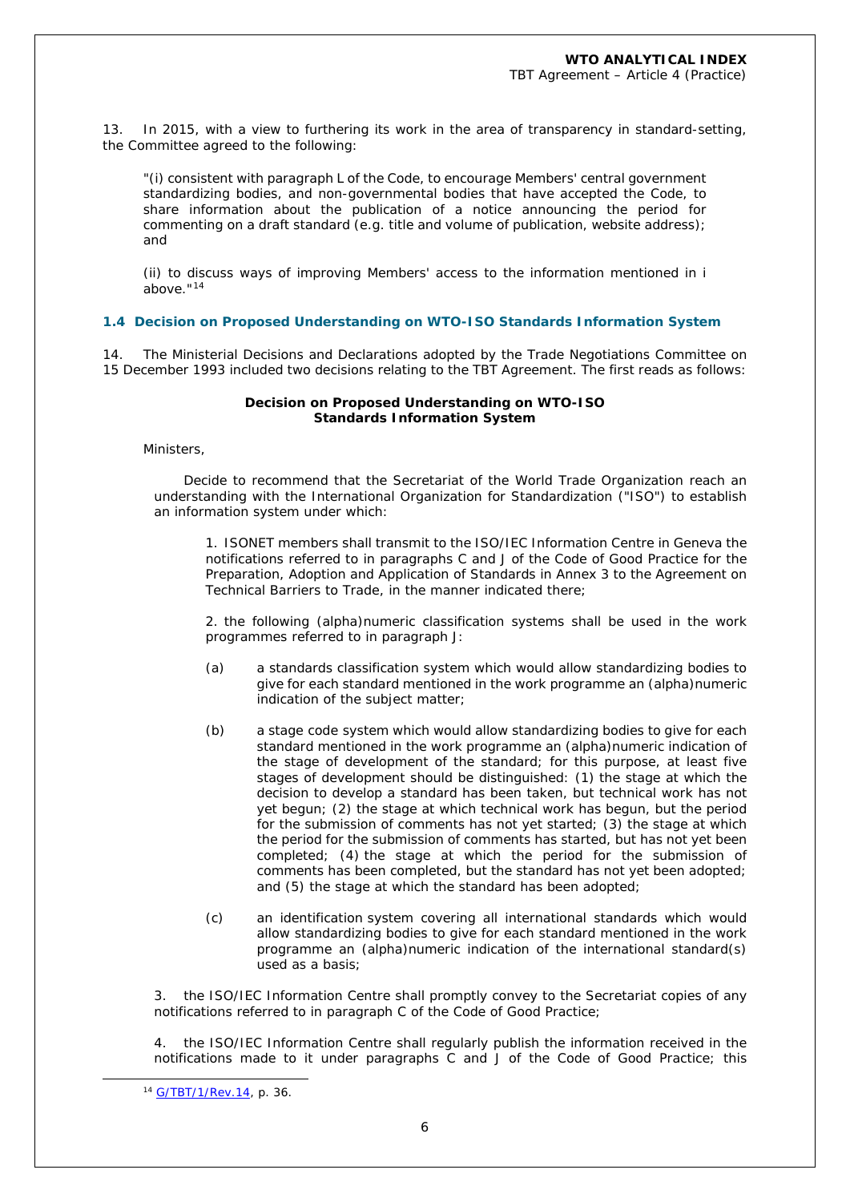13. In 2015, with a view to furthering its work in the area of transparency in standard-setting, the Committee agreed to the following:

> "(i) consistent with paragraph L of the Code, to encourage Members' central government standardizing bodies, and non-governmental bodies that have accepted the Code, to share information about the publication of a notice announcing the period for commenting on a draft standard (e.g. title and volume of publication, website address); and
>
> (ii) to discuss ways of improving Members' access to the information mentioned in i above."[14]

### 1.4 Decision on Proposed Understanding on WTO-ISO Standards Information System

14. The Ministerial Decisions and Declarations adopted by the Trade Negotiations Committee on 15 December 1993 included two decisions relating to the TBT Agreement. The first reads as follows:

> **Decision on Proposed Understanding on WTO-ISO Standards Information System**
>
> Ministers,
>
> Decide to recommend that the Secretariat of the World Trade Organization reach an understanding with the International Organization for Standardization ("ISO") to establish an information system under which:
>
> 1. ISONET members shall transmit to the ISO/IEC Information Centre in Geneva the notifications referred to in paragraphs C and J of the Code of Good Practice for the Preparation, Adoption and Application of Standards in Annex 3 to the Agreement on Technical Barriers to Trade, in the manner indicated there;
>
> 2. the following (alpha)numeric classification systems shall be used in the work programmes referred to in paragraph J:
>
> (a) a standards classification system which would allow standardizing bodies to give for each standard mentioned in the work programme an (alpha)numeric indication of the subject matter;
>
> (b) a stage code system which would allow standardizing bodies to give for each standard mentioned in the work programme an (alpha)numeric indication of the stage of development of the standard; for this purpose, at least five stages of development should be distinguished: (1) the stage at which the decision to develop a standard has been taken, but technical work has not yet begun; (2) the stage at which technical work has begun, but the period for the submission of comments has not yet started; (3) the stage at which the period for the submission of comments has started, but has not yet been completed; (4) the stage at which the period for the submission of comments has been completed, but the standard has not yet been adopted; and (5) the stage at which the standard has been adopted;
>
> (c) an identification system covering all international standards which would allow standardizing bodies to give for each standard mentioned in the work programme an (alpha)numeric indication of the international standard(s) used as a basis;
>
> 3. the ISO/IEC Information Centre shall promptly convey to the Secretariat copies of any notifications referred to in paragraph C of the Code of Good Practice;
>
> 4. the ISO/IEC Information Centre shall regularly publish the information received in the notifications made to it under paragraphs C and J of the Code of Good Practice; this

[14] G/TBT/1/Rev.14, p. 36.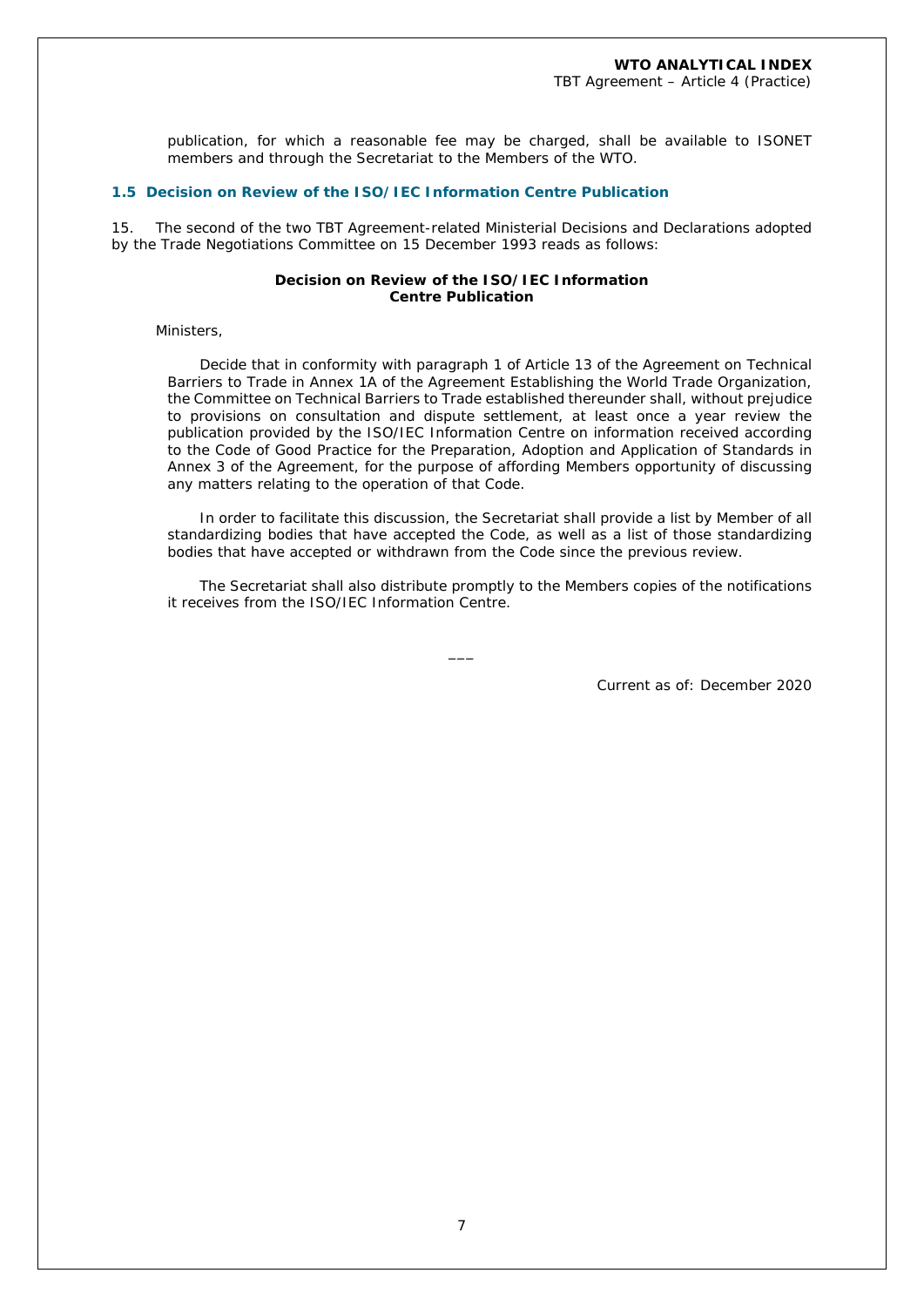publication, for which a reasonable fee may be charged, shall be available to ISONET members and through the Secretariat to the Members of the WTO.

### 1.5 Decision on Review of the ISO/IEC Information Centre Publication

15. The second of the two TBT Agreement-related Ministerial Decisions and Declarations adopted by the Trade Negotiations Committee on 15 December 1993 reads as follows:

**Decision on Review of the ISO/IEC Information Centre Publication**

Ministers,

Decide that in conformity with paragraph 1 of Article 13 of the Agreement on Technical Barriers to Trade in Annex 1A of the Agreement Establishing the World Trade Organization, the Committee on Technical Barriers to Trade established thereunder shall, without prejudice to provisions on consultation and dispute settlement, at least once a year review the publication provided by the ISO/IEC Information Centre on information received according to the Code of Good Practice for the Preparation, Adoption and Application of Standards in Annex 3 of the Agreement, for the purpose of affording Members opportunity of discussing any matters relating to the operation of that Code.

In order to facilitate this discussion, the Secretariat shall provide a list by Member of all standardizing bodies that have accepted the Code, as well as a list of those standardizing bodies that have accepted or withdrawn from the Code since the previous review.

The Secretariat shall also distribute promptly to the Members copies of the notifications it receives from the ISO/IEC Information Centre.

\_\_\_

Current as of: December 2020